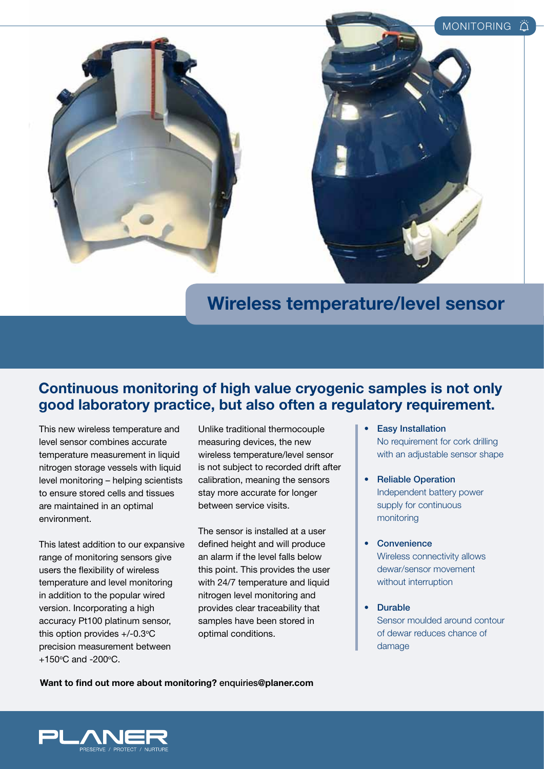MONITORING

# Wireless temperature/level sensor

## Continuous monitoring of high value cryogenic samples is not only good laboratory practice, but also often a regulatory requirement.

This new wireless temperature and level sensor combines accurate temperature measurement in liquid nitrogen storage vessels with liquid level monitoring – helping scientists to ensure stored cells and tissues are maintained in an optimal environment.

This latest addition to our expansive range of monitoring sensors give users the flexibility of wireless temperature and level monitoring in addition to the popular wired version. Incorporating a high accuracy Pt100 platinum sensor, this option provides +/-0.3ºC precision measurement between +150ºC and -200ºC.

Unlike traditional thermocouple measuring devices, the new wireless temperature/level sensor is not subject to recorded drift after calibration, meaning the sensors stay more accurate for longer between service visits.

The sensor is installed at a user defined height and will produce an alarm if the level falls below this point. This provides the user with 24/7 temperature and liquid nitrogen level monitoring and provides clear traceability that samples have been stored in optimal conditions.

- **Easy Installation**
  No requirement for cork drilling with an adjustable sensor shape
- **Reliable Operation**
  Independent battery power supply for continuous monitoring
- **Convenience**
  Wireless connectivity allows dewar/sensor movement without interruption
- **Durable**
  Sensor moulded around contour of dewar reduces chance of damage

**Want to find out more about monitoring?** enquiries@planer.com

PLANER
PRESERVE / PROTECT / NURTURE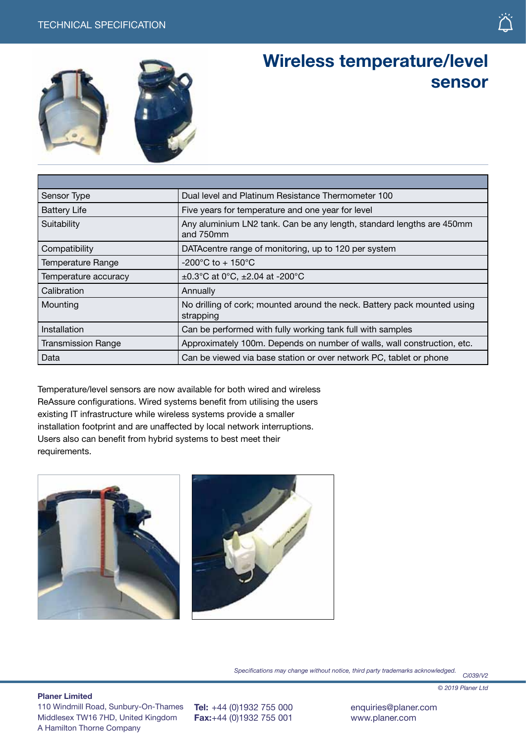# Wireless temperature/level sensor

| | |
|---|---|
| Sensor Type | Dual level and Platinum Resistance Thermometer 100 |
| Battery Life | Five years for temperature and one year for level |
| Suitability | Any aluminium LN2 tank. Can be any length, standard lengths are 450mm and 750mm |
| Compatibility | DATAcentre range of monitoring, up to 120 per system |
| Temperature Range | -200°C to + 150°C |
| Temperature accuracy | ±0.3°C at 0°C, ±2.04 at -200°C |
| Calibration | Annually |
| Mounting | No drilling of cork; mounted around the neck. Battery pack mounted using strapping |
| Installation | Can be performed with fully working tank full with samples |
| Transmission Range | Approximately 100m. Depends on number of walls, wall construction, etc. |
| Data | Can be viewed via base station or over network PC, tablet or phone |

Temperature/level sensors are now available for both wired and wireless ReAssure configurations. Wired systems benefit from utilising the users existing IT infrastructure while wireless systems provide a smaller installation footprint and are unaffected by local network interruptions. Users also can benefit from hybrid systems to best meet their requirements.

*Specifications may change without notice, third party trademarks acknowledged.* *CI039/V2*

*© 2019 Planer Ltd*

**Planer Limited**
110 Windmill Road, Sunbury-On-Thames
Middlesex TW16 7HD, United Kingdom
A Hamilton Thorne Company

**Tel:** +44 (0)1932 755 000
**Fax:**+44 (0)1932 755 001

enquiries@planer.com
www.planer.com